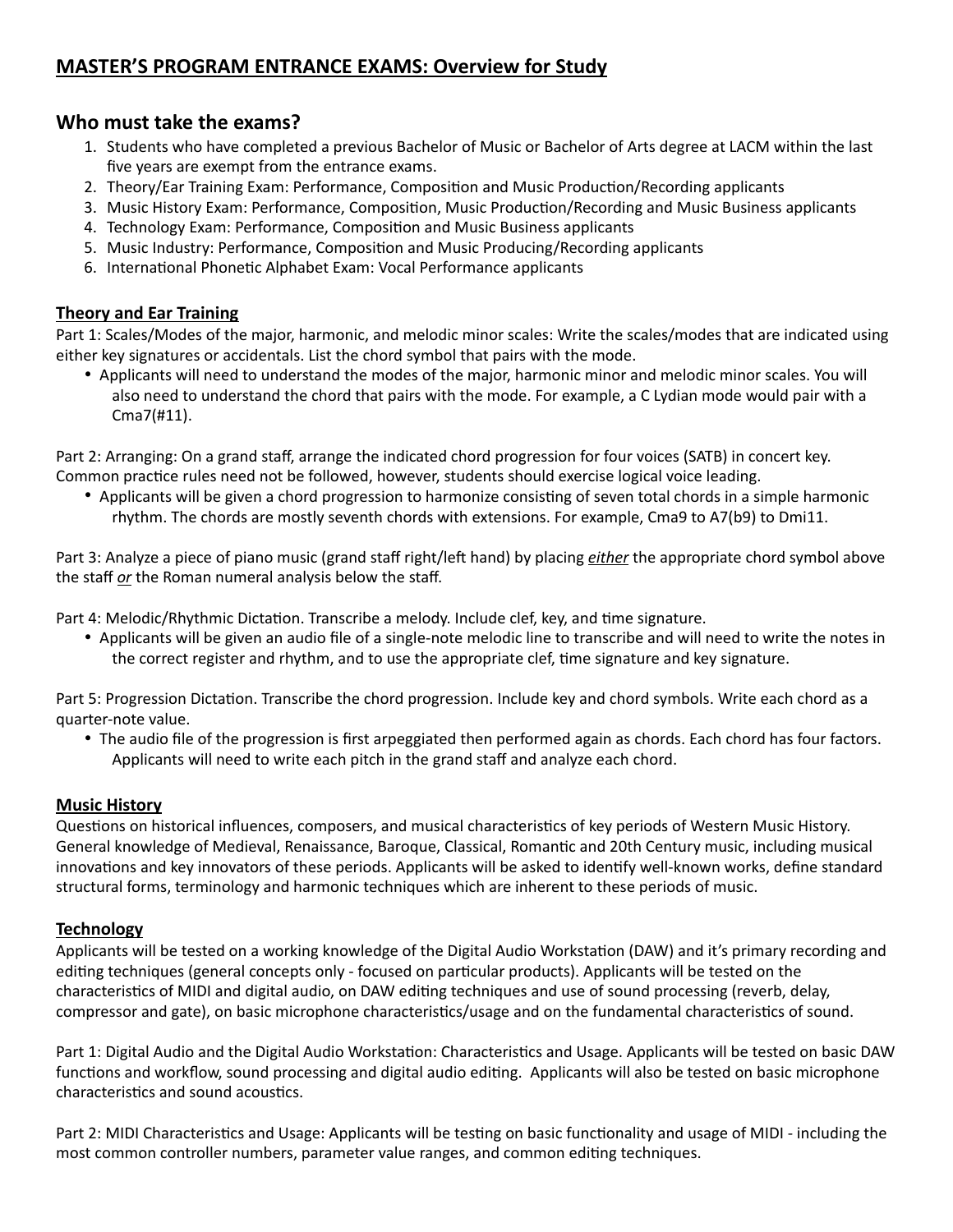# MASTER'S PROGRAM ENTRANCE EXAMS: Overview for Study

## Who must take the exams?

1. Students who have completed a previous Bachelor of Music or Bachelor of Arts degree at LACM within the last five years are exempt from the entrance exams.
2. Theory/Ear Training Exam: Performance, Composition and Music Production/Recording applicants
3. Music History Exam: Performance, Composition, Music Production/Recording and Music Business applicants
4. Technology Exam: Performance, Composition and Music Business applicants
5. Music Industry: Performance, Composition and Music Producing/Recording applicants
6. International Phonetic Alphabet Exam: Vocal Performance applicants

### Theory and Ear Training

Part 1: Scales/Modes of the major, harmonic, and melodic minor scales: Write the scales/modes that are indicated using either key signatures or accidentals. List the chord symbol that pairs with the mode.

- Applicants will need to understand the modes of the major, harmonic minor and melodic minor scales. You will also need to understand the chord that pairs with the mode. For example, a C Lydian mode would pair with a Cma7(#11).

Part 2: Arranging: On a grand staff, arrange the indicated chord progression for four voices (SATB) in concert key. Common practice rules need not be followed, however, students should exercise logical voice leading.

- Applicants will be given a chord progression to harmonize consisting of seven total chords in a simple harmonic rhythm. The chords are mostly seventh chords with extensions. For example, Cma9 to A7(b9) to Dmi11.

Part 3: Analyze a piece of piano music (grand staff right/left hand) by placing *either* the appropriate chord symbol above the staff *or* the Roman numeral analysis below the staff.

Part 4: Melodic/Rhythmic Dictation. Transcribe a melody. Include clef, key, and time signature.

- Applicants will be given an audio file of a single-note melodic line to transcribe and will need to write the notes in the correct register and rhythm, and to use the appropriate clef, time signature and key signature.

Part 5: Progression Dictation. Transcribe the chord progression. Include key and chord symbols. Write each chord as a quarter-note value.

- The audio file of the progression is first arpeggiated then performed again as chords. Each chord has four factors. Applicants will need to write each pitch in the grand staff and analyze each chord.

### Music History

Questions on historical influences, composers, and musical characteristics of key periods of Western Music History. General knowledge of Medieval, Renaissance, Baroque, Classical, Romantic and 20th Century music, including musical innovations and key innovators of these periods. Applicants will be asked to identify well-known works, define standard structural forms, terminology and harmonic techniques which are inherent to these periods of music.

### Technology

Applicants will be tested on a working knowledge of the Digital Audio Workstation (DAW) and it's primary recording and editing techniques (general concepts only - focused on particular products). Applicants will be tested on the characteristics of MIDI and digital audio, on DAW editing techniques and use of sound processing (reverb, delay, compressor and gate), on basic microphone characteristics/usage and on the fundamental characteristics of sound.

Part 1: Digital Audio and the Digital Audio Workstation: Characteristics and Usage. Applicants will be tested on basic DAW functions and workflow, sound processing and digital audio editing. Applicants will also be tested on basic microphone characteristics and sound acoustics.

Part 2: MIDI Characteristics and Usage: Applicants will be testing on basic functionality and usage of MIDI - including the most common controller numbers, parameter value ranges, and common editing techniques.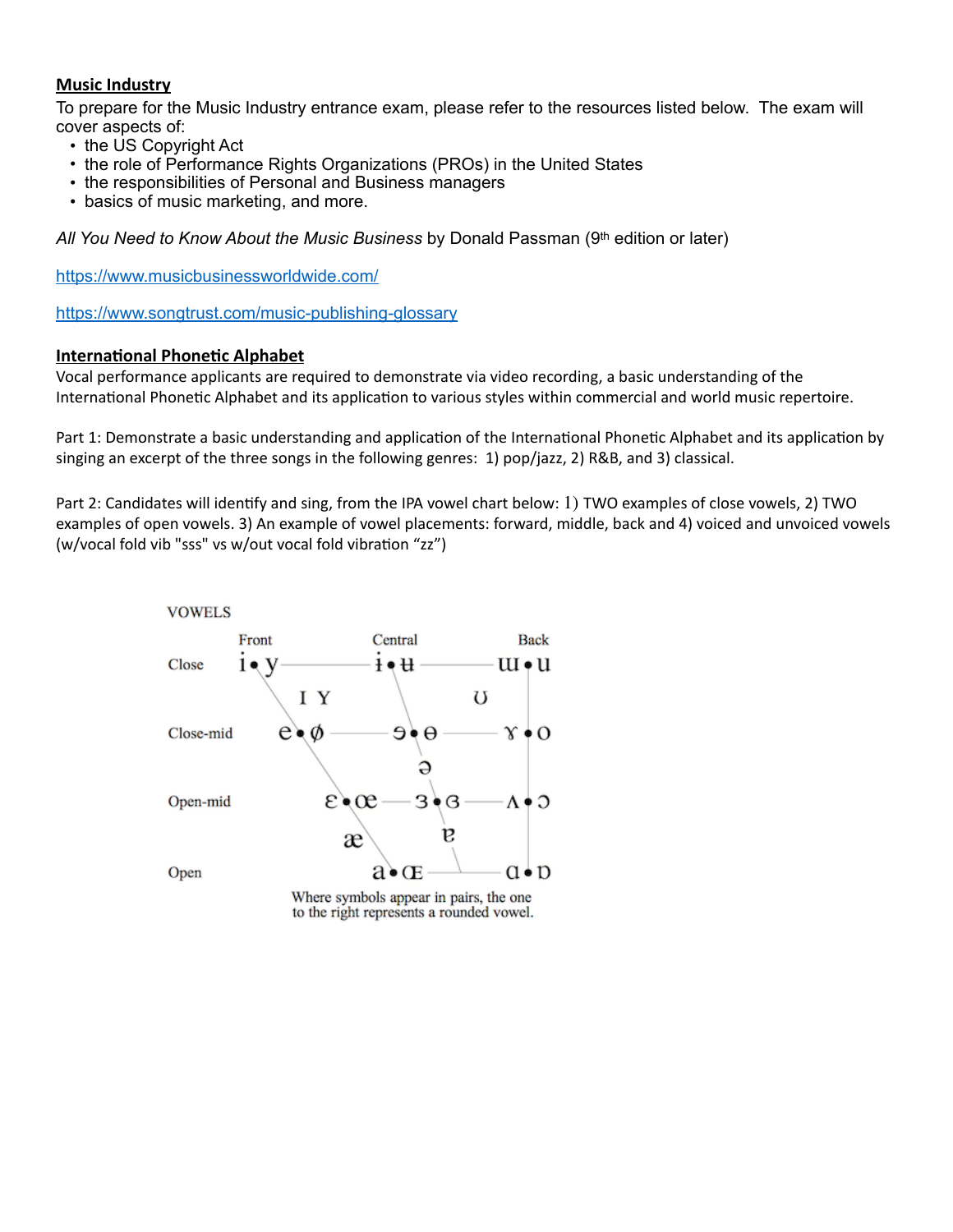**Music Industry**

To prepare for the Music Industry entrance exam, please refer to the resources listed below. The exam will cover aspects of:

- the US Copyright Act
- the role of Performance Rights Organizations (PROs) in the United States
- the responsibilities of Personal and Business managers
- basics of music marketing, and more.

*All You Need to Know About the Music Business* by Donald Passman (9th edition or later)

https://www.musicbusinessworldwide.com/

https://www.songtrust.com/music-publishing-glossary

**International Phonetic Alphabet**

Vocal performance applicants are required to demonstrate via video recording, a basic understanding of the International Phonetic Alphabet and its application to various styles within commercial and world music repertoire.

Part 1: Demonstrate a basic understanding and application of the International Phonetic Alphabet and its application by singing an excerpt of the three songs in the following genres: 1) pop/jazz, 2) R&B, and 3) classical.

Part 2: Candidates will identify and sing, from the IPA vowel chart below: 1) TWO examples of close vowels, 2) TWO examples of open vowels. 3) An example of vowel placements: forward, middle, back and 4) voiced and unvoiced vowels (w/vocal fold vib "sss" vs w/out vocal fold vibration "zz")

VOWELS

Front Central Back

Close i • y ɨ • ʉ ɯ • u

ɪ ʏ ʊ

Close-mid e • ø ɘ • ɵ ɤ • o

ə

Open-mid ɛ • œ ɜ • ɞ ʌ • ɔ

æ ɐ

Open a • ɶ ɑ • ɒ

Where symbols appear in pairs, the one to the right represents a rounded vowel.